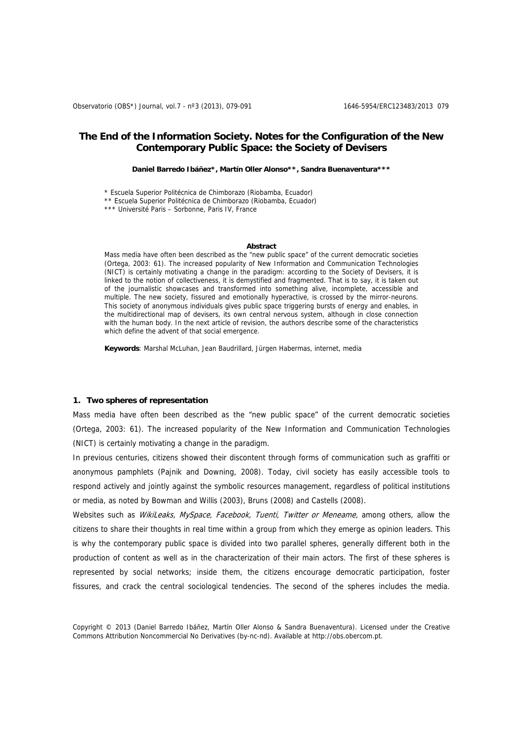# The End of the Information Society. Notes for the Configuration of the New Contemporary Public Space: the Society of Devisers

**Daniel Barredo Ibáñez\*, Martín Oller Alonso\*\*, Sandra Buenaventura\*\*\***

\* Escuela Superior Politécnica de Chimborazo (Riobamba, Ecuador)
\*\* Escuela Superior Politécnica de Chimborazo (Riobamba, Ecuador)
\*\*\* Université Paris – Sorbonne, Paris IV, France

### Abstract

Mass media have often been described as the "new public space" of the current democratic societies (Ortega, 2003: 61). The increased popularity of New Information and Communication Technologies (NICT) is certainly motivating a change in the paradigm: according to the Society of Devisers, it is linked to the notion of collectiveness, it is demystified and fragmented. That is to say, it is taken out of the journalistic showcases and transformed into something alive, incomplete, accessible and multiple. The new society, fissured and emotionally hyperactive, is crossed by the mirror-neurons. This society of anonymous individuals gives public space triggering bursts of energy and enables, in the multidirectional map of devisers, its own central nervous system, although in close connection with the human body. In the next article of revision, the authors describe some of the characteristics which define the advent of that social emergence.

**Keywords**: Marshal McLuhan, Jean Baudrillard, Jürgen Habermas, internet, media

## 1. Two spheres of representation

Mass media have often been described as the "new public space" of the current democratic societies (Ortega, 2003: 61). The increased popularity of the New Information and Communication Technologies (NICT) is certainly motivating a change in the paradigm.

In previous centuries, citizens showed their discontent through forms of communication such as graffiti or anonymous pamphlets (Pajnik and Downing, 2008). Today, civil society has easily accessible tools to respond actively and jointly against the symbolic resources management, regardless of political institutions or media, as noted by Bowman and Willis (2003), Bruns (2008) and Castells (2008).

Websites such as *WikiLeaks, MySpace, Facebook, Tuenti, Twitter or Meneame,* among others, allow the citizens to share their thoughts in real time within a group from which they emerge as opinion leaders. This is why the contemporary public space is divided into two parallel spheres, generally different both in the production of content as well as in the characterization of their main actors. The first of these spheres is represented by social networks; inside them, the citizens encourage democratic participation, foster fissures, and crack the central sociological tendencies. The second of the spheres includes the media.

Copyright © 2013 (Daniel Barredo Ibáñez, Martín Oller Alonso & Sandra Buenaventura). Licensed under the Creative Commons Attribution Noncommercial No Derivatives (by-nc-nd). Available at http://obs.obercom.pt.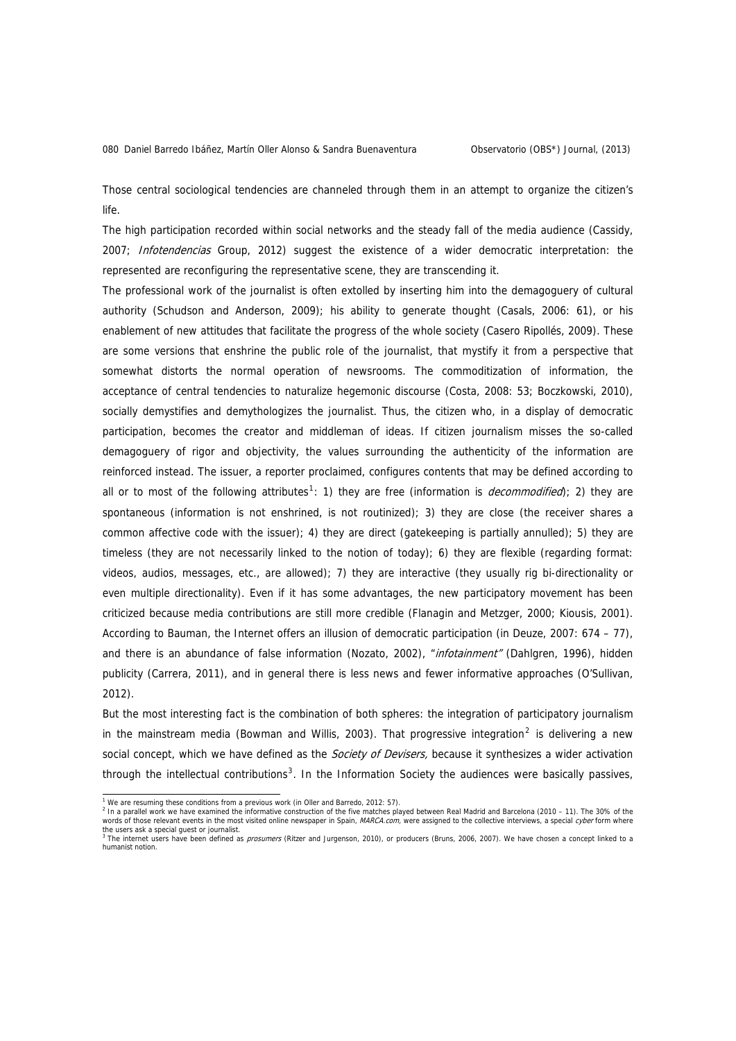Those central sociological tendencies are channeled through them in an attempt to organize the citizen's life.

The high participation recorded within social networks and the steady fall of the media audience (Cassidy, 2007; *Infotendencias* Group, 2012) suggest the existence of a wider democratic interpretation: the represented are reconfiguring the representative scene, they are transcending it.

The professional work of the journalist is often extolled by inserting him into the demagoguery of cultural authority (Schudson and Anderson, 2009); his ability to generate thought (Casals, 2006: 61), or his enablement of new attitudes that facilitate the progress of the whole society (Casero Ripollés, 2009). These are some versions that enshrine the public role of the journalist, that mystify it from a perspective that somewhat distorts the normal operation of newsrooms. The commoditization of information, the acceptance of central tendencies to naturalize hegemonic discourse (Costa, 2008: 53; Boczkowski, 2010), socially demystifies and demythologizes the journalist. Thus, the citizen who, in a display of democratic participation, becomes the creator and middleman of ideas. If citizen journalism misses the so-called demagoguery of rigor and objectivity, the values surrounding the authenticity of the information are reinforced instead. The issuer, a reporter proclaimed, configures contents that may be defined according to all or to most of the following attributes[1]: 1) they are free (information is *decommodified*); 2) they are spontaneous (information is not enshrined, is not routinized); 3) they are close (the receiver shares a common affective code with the issuer); 4) they are direct (gatekeeping is partially annulled); 5) they are timeless (they are not necessarily linked to the notion of today); 6) they are flexible (regarding format: videos, audios, messages, etc., are allowed); 7) they are interactive (they usually rig bi-directionality or even multiple directionality). Even if it has some advantages, the new participatory movement has been criticized because media contributions are still more credible (Flanagin and Metzger, 2000; Kiousis, 2001). According to Bauman, the Internet offers an illusion of democratic participation (in Deuze, 2007: 674 – 77), and there is an abundance of false information (Nozato, 2002), "*infotainment*" (Dahlgren, 1996), hidden publicity (Carrera, 2011), and in general there is less news and fewer informative approaches (O'Sullivan, 2012).

But the most interesting fact is the combination of both spheres: the integration of participatory journalism in the mainstream media (Bowman and Willis, 2003). That progressive integration[2] is delivering a new social concept, which we have defined as the *Society of Devisers,* because it synthesizes a wider activation through the intellectual contributions[3]. In the Information Society the audiences were basically passives,

---

[1] We are resuming these conditions from a previous work (in Oller and Barredo, 2012: 57).

[2] In a parallel work we have examined the informative construction of the five matches played between Real Madrid and Barcelona (2010 – 11). The 30% of the words of those relevant events in the most visited online newspaper in Spain, *MARCA.com*, were assigned to the collective interviews, a special *cyber* form where the users ask a special guest or journalist.

[3] The internet users have been defined as *prosumers* (Ritzer and Jurgenson, 2010), or producers (Bruns, 2006, 2007). We have chosen a concept linked to a humanist notion.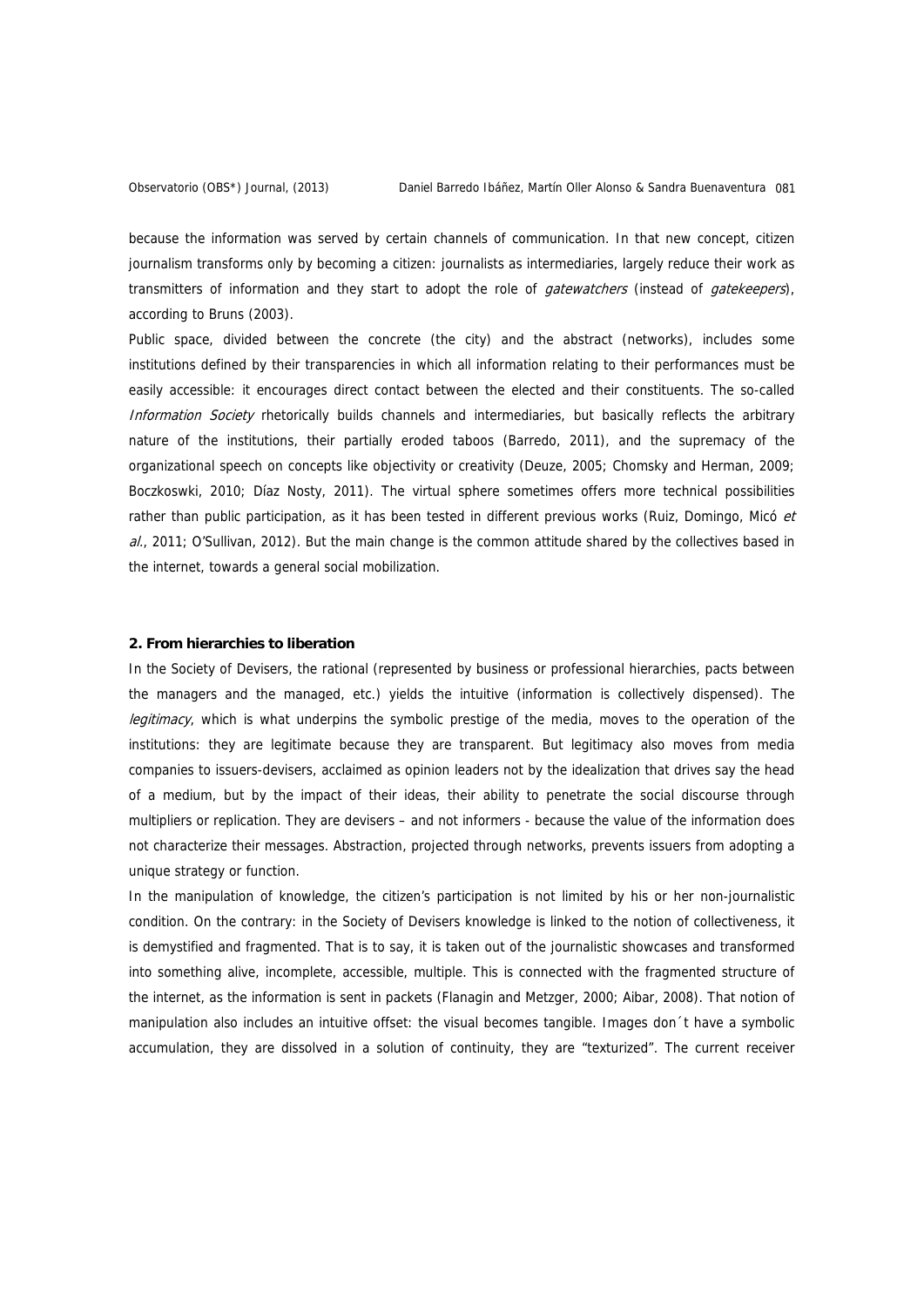because the information was served by certain channels of communication. In that new concept, citizen journalism transforms only by becoming a citizen: journalists as intermediaries, largely reduce their work as transmitters of information and they start to adopt the role of *gatewatchers* (instead of *gatekeepers*), according to Bruns (2003).

Public space, divided between the concrete (the city) and the abstract (networks), includes some institutions defined by their transparencies in which all information relating to their performances must be easily accessible: it encourages direct contact between the elected and their constituents. The so-called *Information Society* rhetorically builds channels and intermediaries, but basically reflects the arbitrary nature of the institutions, their partially eroded taboos (Barredo, 2011), and the supremacy of the organizational speech on concepts like objectivity or creativity (Deuze, 2005; Chomsky and Herman, 2009; Boczkoswki, 2010; Díaz Nosty, 2011). The virtual sphere sometimes offers more technical possibilities rather than public participation, as it has been tested in different previous works (Ruiz, Domingo, Micó *et al.*, 2011; O'Sullivan, 2012). But the main change is the common attitude shared by the collectives based in the internet, towards a general social mobilization.

## 2. From hierarchies to liberation

In the Society of Devisers, the rational (represented by business or professional hierarchies, pacts between the managers and the managed, etc.) yields the intuitive (information is collectively dispensed). The *legitimacy*, which is what underpins the symbolic prestige of the media, moves to the operation of the institutions: they are legitimate because they are transparent. But legitimacy also moves from media companies to issuers-devisers, acclaimed as opinion leaders not by the idealization that drives say the head of a medium, but by the impact of their ideas, their ability to penetrate the social discourse through multipliers or replication. They are devisers – and not informers - because the value of the information does not characterize their messages. Abstraction, projected through networks, prevents issuers from adopting a unique strategy or function.

In the manipulation of knowledge, the citizen's participation is not limited by his or her non-journalistic condition. On the contrary: in the Society of Devisers knowledge is linked to the notion of collectiveness, it is demystified and fragmented. That is to say, it is taken out of the journalistic showcases and transformed into something alive, incomplete, accessible, multiple. This is connected with the fragmented structure of the internet, as the information is sent in packets (Flanagin and Metzger, 2000; Aibar, 2008). That notion of manipulation also includes an intuitive offset: the visual becomes tangible. Images don´t have a symbolic accumulation, they are dissolved in a solution of continuity, they are "texturized". The current receiver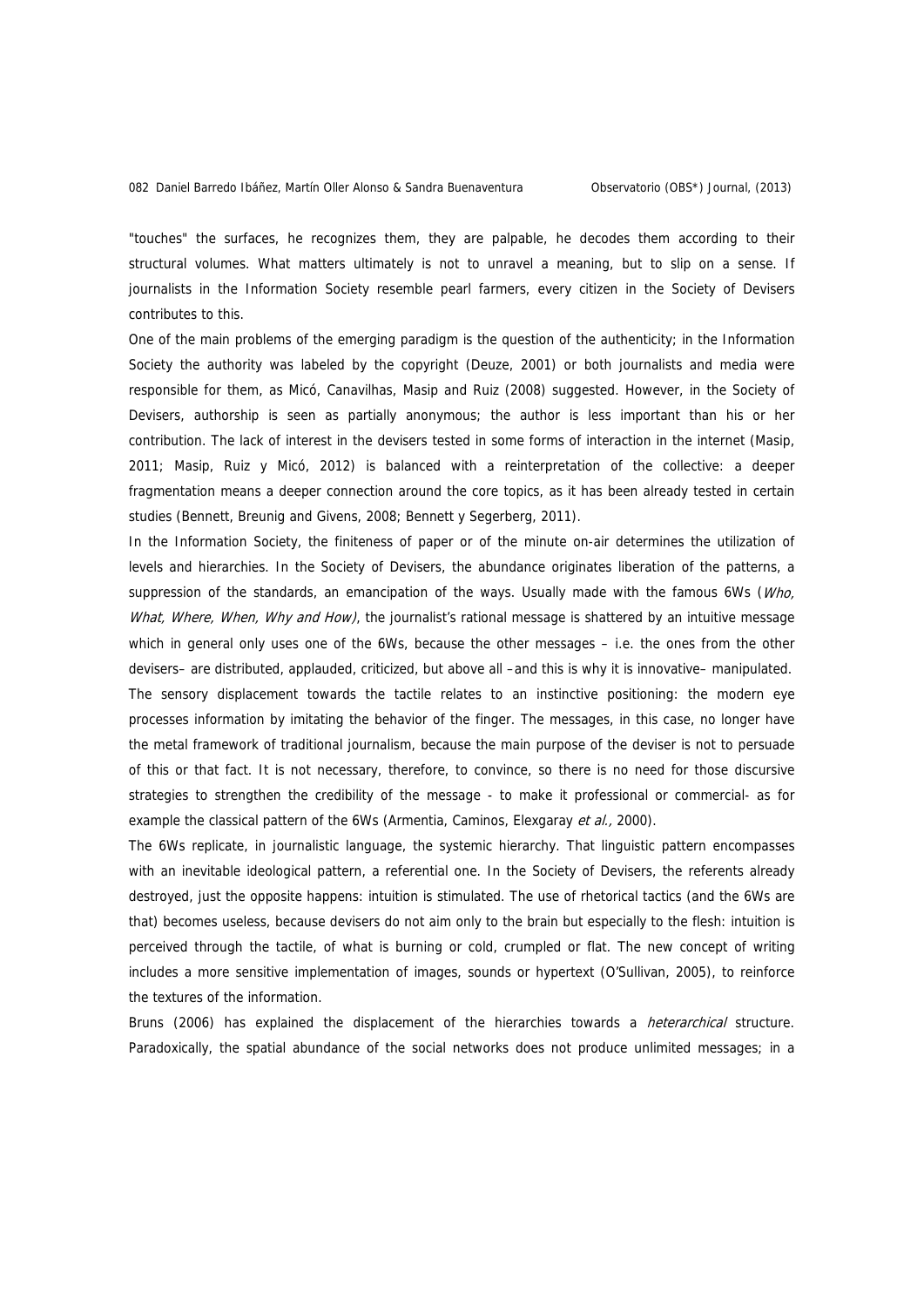"touches" the surfaces, he recognizes them, they are palpable, he decodes them according to their structural volumes. What matters ultimately is not to unravel a meaning, but to slip on a sense. If journalists in the Information Society resemble pearl farmers, every citizen in the Society of Devisers contributes to this.

One of the main problems of the emerging paradigm is the question of the authenticity; in the Information Society the authority was labeled by the copyright (Deuze, 2001) or both journalists and media were responsible for them, as Micó, Canavilhas, Masip and Ruiz (2008) suggested. However, in the Society of Devisers, authorship is seen as partially anonymous; the author is less important than his or her contribution. The lack of interest in the devisers tested in some forms of interaction in the internet (Masip, 2011; Masip, Ruiz y Micó, 2012) is balanced with a reinterpretation of the collective: a deeper fragmentation means a deeper connection around the core topics, as it has been already tested in certain studies (Bennett, Breunig and Givens, 2008; Bennett y Segerberg, 2011).

In the Information Society, the finiteness of paper or of the minute on-air determines the utilization of levels and hierarchies. In the Society of Devisers, the abundance originates liberation of the patterns, a suppression of the standards, an emancipation of the ways. Usually made with the famous 6Ws (*Who, What, Where, When, Why and How)*, the journalist's rational message is shattered by an intuitive message which in general only uses one of the 6Ws, because the other messages – i.e. the ones from the other devisers– are distributed, applauded, criticized, but above all –and this is why it is innovative– manipulated.

The sensory displacement towards the tactile relates to an instinctive positioning: the modern eye processes information by imitating the behavior of the finger. The messages, in this case, no longer have the metal framework of traditional journalism, because the main purpose of the deviser is not to persuade of this or that fact. It is not necessary, therefore, to convince, so there is no need for those discursive strategies to strengthen the credibility of the message - to make it professional or commercial- as for example the classical pattern of the 6Ws (Armentia, Caminos, Elexgaray *et al.,* 2000).

The 6Ws replicate, in journalistic language, the systemic hierarchy. That linguistic pattern encompasses with an inevitable ideological pattern, a referential one. In the Society of Devisers, the referents already destroyed, just the opposite happens: intuition is stimulated. The use of rhetorical tactics (and the 6Ws are that) becomes useless, because devisers do not aim only to the brain but especially to the flesh: intuition is perceived through the tactile, of what is burning or cold, crumpled or flat. The new concept of writing includes a more sensitive implementation of images, sounds or hypertext (O'Sullivan, 2005), to reinforce the textures of the information.

Bruns (2006) has explained the displacement of the hierarchies towards a *heterarchical* structure. Paradoxically, the spatial abundance of the social networks does not produce unlimited messages; in a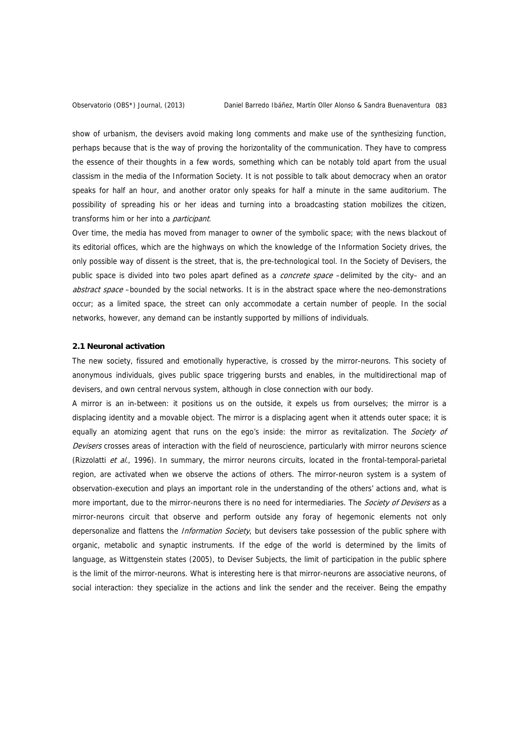show of urbanism, the devisers avoid making long comments and make use of the synthesizing function, perhaps because that is the way of proving the horizontality of the communication. They have to compress the essence of their thoughts in a few words, something which can be notably told apart from the usual classism in the media of the Information Society. It is not possible to talk about democracy when an orator speaks for half an hour, and another orator only speaks for half a minute in the same auditorium. The possibility of spreading his or her ideas and turning into a broadcasting station mobilizes the citizen, transforms him or her into a *participant*.

Over time, the media has moved from manager to owner of the symbolic space; with the news blackout of its editorial offices, which are the highways on which the knowledge of the Information Society drives, the only possible way of dissent is the street, that is, the pre-technological tool. In the Society of Devisers, the public space is divided into two poles apart defined as a *concrete space* –delimited by the city– and an *abstract space* –bounded by the social networks. It is in the abstract space where the neo-demonstrations occur; as a limited space, the street can only accommodate a certain number of people. In the social networks, however, any demand can be instantly supported by millions of individuals.

### 2.1 Neuronal activation

The new society, fissured and emotionally hyperactive, is crossed by the mirror-neurons. This society of anonymous individuals, gives public space triggering bursts and enables, in the multidirectional map of devisers, and own central nervous system, although in close connection with our body.

A mirror is an in-between: it positions us on the outside, it expels us from ourselves; the mirror is a displacing identity and a movable object. The mirror is a displacing agent when it attends outer space; it is equally an atomizing agent that runs on the ego's inside: the mirror as revitalization. The *Society of Devisers* crosses areas of interaction with the field of neuroscience, particularly with mirror neurons science (Rizzolatti *et al.*, 1996). In summary, the mirror neurons circuits, located in the frontal-temporal-parietal region, are activated when we observe the actions of others. The mirror-neuron system is a system of observation-execution and plays an important role in the understanding of the others' actions and, what is more important, due to the mirror-neurons there is no need for intermediaries. The *Society of Devisers* as a mirror-neurons circuit that observe and perform outside any foray of hegemonic elements not only depersonalize and flattens the *Information Society*, but devisers take possession of the public sphere with organic, metabolic and synaptic instruments. If the edge of the world is determined by the limits of language, as Wittgenstein states (2005), to Deviser Subjects, the limit of participation in the public sphere is the limit of the mirror-neurons. What is interesting here is that mirror-neurons are associative neurons, of social interaction: they specialize in the actions and link the sender and the receiver. Being the empathy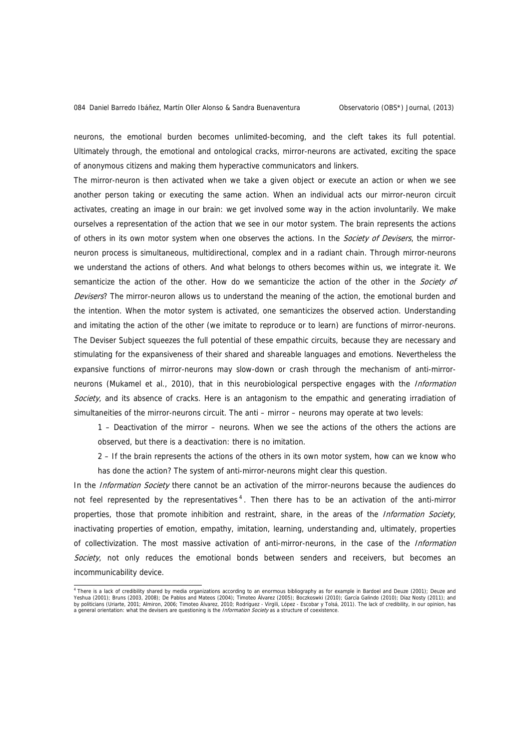neurons, the emotional burden becomes unlimited-becoming, and the cleft takes its full potential. Ultimately through, the emotional and ontological cracks, mirror-neurons are activated, exciting the space of anonymous citizens and making them hyperactive communicators and linkers.

The mirror-neuron is then activated when we take a given object or execute an action or when we see another person taking or executing the same action. When an individual acts our mirror-neuron circuit activates, creating an image in our brain: we get involved some way in the action involuntarily. We make ourselves a representation of the action that we see in our motor system. The brain represents the actions of others in its own motor system when one observes the actions. In the *Society of Devisers*, the mirror-neuron process is simultaneous, multidirectional, complex and in a radiant chain. Through mirror-neurons we understand the actions of others. And what belongs to others becomes within us, we integrate it. We semanticize the action of the other. How do we semanticize the action of the other in the *Society of Devisers*? The mirror-neuron allows us to understand the meaning of the action, the emotional burden and the intention. When the motor system is activated, one semanticizes the observed action. Understanding and imitating the action of the other (we imitate to reproduce or to learn) are functions of mirror-neurons. The Deviser Subject squeezes the full potential of these empathic circuits, because they are necessary and stimulating for the expansiveness of their shared and shareable languages and emotions. Nevertheless the expansive functions of mirror-neurons may slow-down or crash through the mechanism of anti-mirror-neurons (Mukamel et al., 2010), that in this neurobiological perspective engages with the *Information Society*, and its absence of cracks. Here is an antagonism to the empathic and generating irradiation of simultaneities of the mirror-neurons circuit. The anti – mirror – neurons may operate at two levels:

1 – Deactivation of the mirror – neurons. When we see the actions of the others the actions are observed, but there is a deactivation: there is no imitation.

2 – If the brain represents the actions of the others in its own motor system, how can we know who has done the action? The system of anti-mirror-neurons might clear this question.

In the *Information Society* there cannot be an activation of the mirror-neurons because the audiences do not feel represented by the representatives[4]. Then there has to be an activation of the anti-mirror properties, those that promote inhibition and restraint, share, in the areas of the *Information Society*, inactivating properties of emotion, empathy, imitation, learning, understanding and, ultimately, properties of collectivization. The most massive activation of anti-mirror-neurons, in the case of the *Information Society*, not only reduces the emotional bonds between senders and receivers, but becomes an incommunicability device.

---

[4] There is a lack of credibility shared by media organizations according to an enormous bibliography as for example in Bardoel and Deuze (2001); Deuze and Yeshua (2001); Bruns (2003, 2008); De Pablos and Mateos (2004); Timoteo Álvarez (2005); Boczkoswki (2010); García Galindo (2010); Díaz Nosty (2011); and by politicians (Uriarte, 2001; Almiron, 2006; Timoteo Álvarez, 2010; Rodríguez - Virgili, López - Escobar y Tolsá, 2011). The lack of credibility, in our opinion, has a general orientation: what the devisers are questioning is the *Information Society* as a structure of coexistence.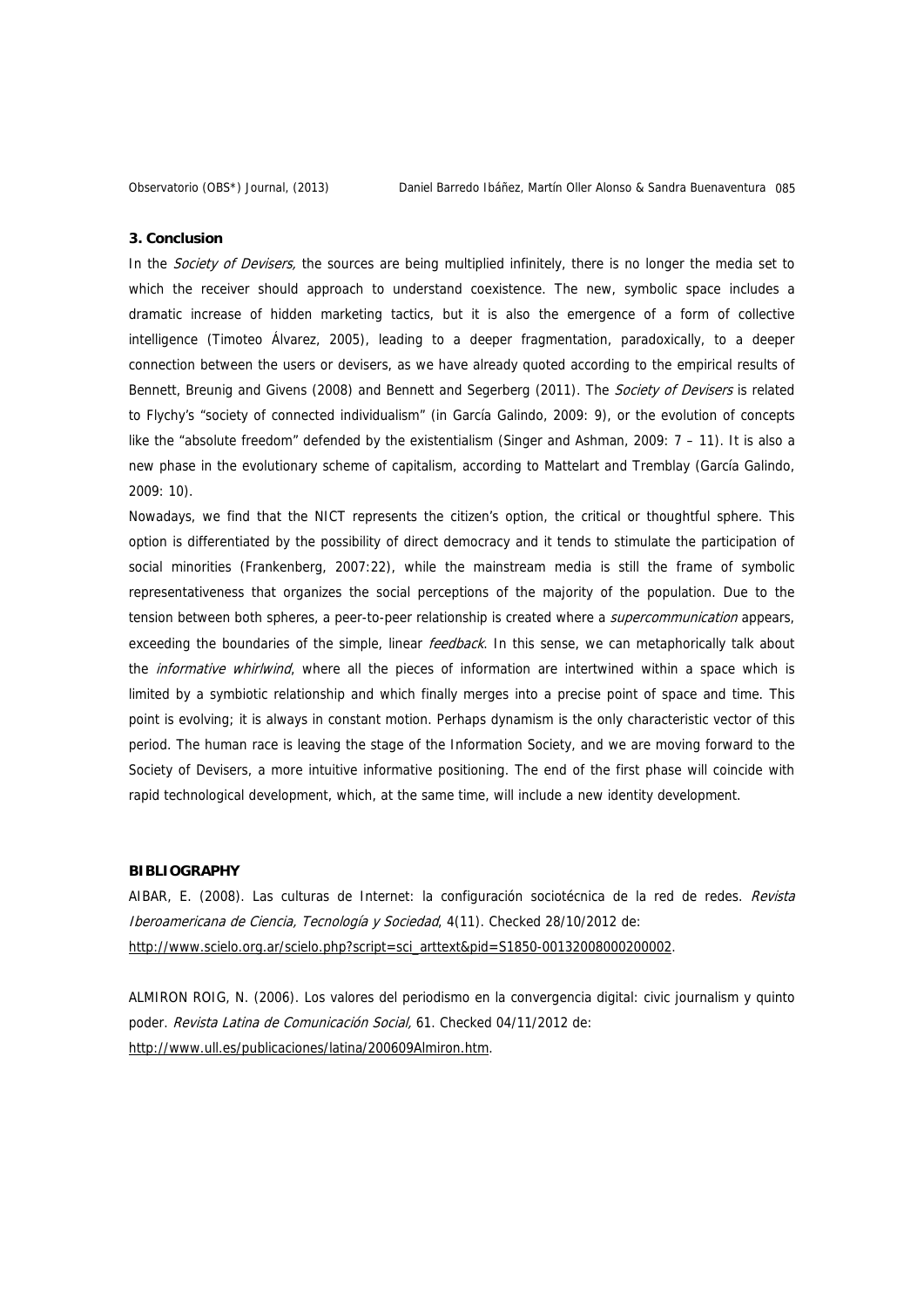### 3. Conclusion

In the *Society of Devisers,* the sources are being multiplied infinitely, there is no longer the media set to which the receiver should approach to understand coexistence. The new, symbolic space includes a dramatic increase of hidden marketing tactics, but it is also the emergence of a form of collective intelligence (Timoteo Álvarez, 2005), leading to a deeper fragmentation, paradoxically, to a deeper connection between the users or devisers, as we have already quoted according to the empirical results of Bennett, Breunig and Givens (2008) and Bennett and Segerberg (2011). The *Society of Devisers* is related to Flychy's "society of connected individualism" (in García Galindo, 2009: 9), or the evolution of concepts like the "absolute freedom" defended by the existentialism (Singer and Ashman, 2009: 7 – 11). It is also a new phase in the evolutionary scheme of capitalism, according to Mattelart and Tremblay (García Galindo, 2009: 10).

Nowadays, we find that the NICT represents the citizen's option, the critical or thoughtful sphere. This option is differentiated by the possibility of direct democracy and it tends to stimulate the participation of social minorities (Frankenberg, 2007:22), while the mainstream media is still the frame of symbolic representativeness that organizes the social perceptions of the majority of the population. Due to the tension between both spheres, a peer-to-peer relationship is created where a *supercommunication* appears, exceeding the boundaries of the simple, linear *feedback*. In this sense, we can metaphorically talk about the *informative whirlwind*, where all the pieces of information are intertwined within a space which is limited by a symbiotic relationship and which finally merges into a precise point of space and time. This point is evolving; it is always in constant motion. Perhaps dynamism is the only characteristic vector of this period. The human race is leaving the stage of the Information Society, and we are moving forward to the Society of Devisers, a more intuitive informative positioning. The end of the first phase will coincide with rapid technological development, which, at the same time, will include a new identity development.

### BIBLIOGRAPHY

AIBAR, E. (2008). Las culturas de Internet: la configuración sociotécnica de la red de redes. *Revista Iberoamericana de Ciencia, Tecnología y Sociedad*, 4(11). Checked 28/10/2012 de: http://www.scielo.org.ar/scielo.php?script=sci_arttext&pid=S1850-00132008000200002.

ALMIRON ROIG, N. (2006). Los valores del periodismo en la convergencia digital: civic journalism y quinto poder. *Revista Latina de Comunicación Social,* 61. Checked 04/11/2012 de: http://www.ull.es/publicaciones/latina/200609Almiron.htm.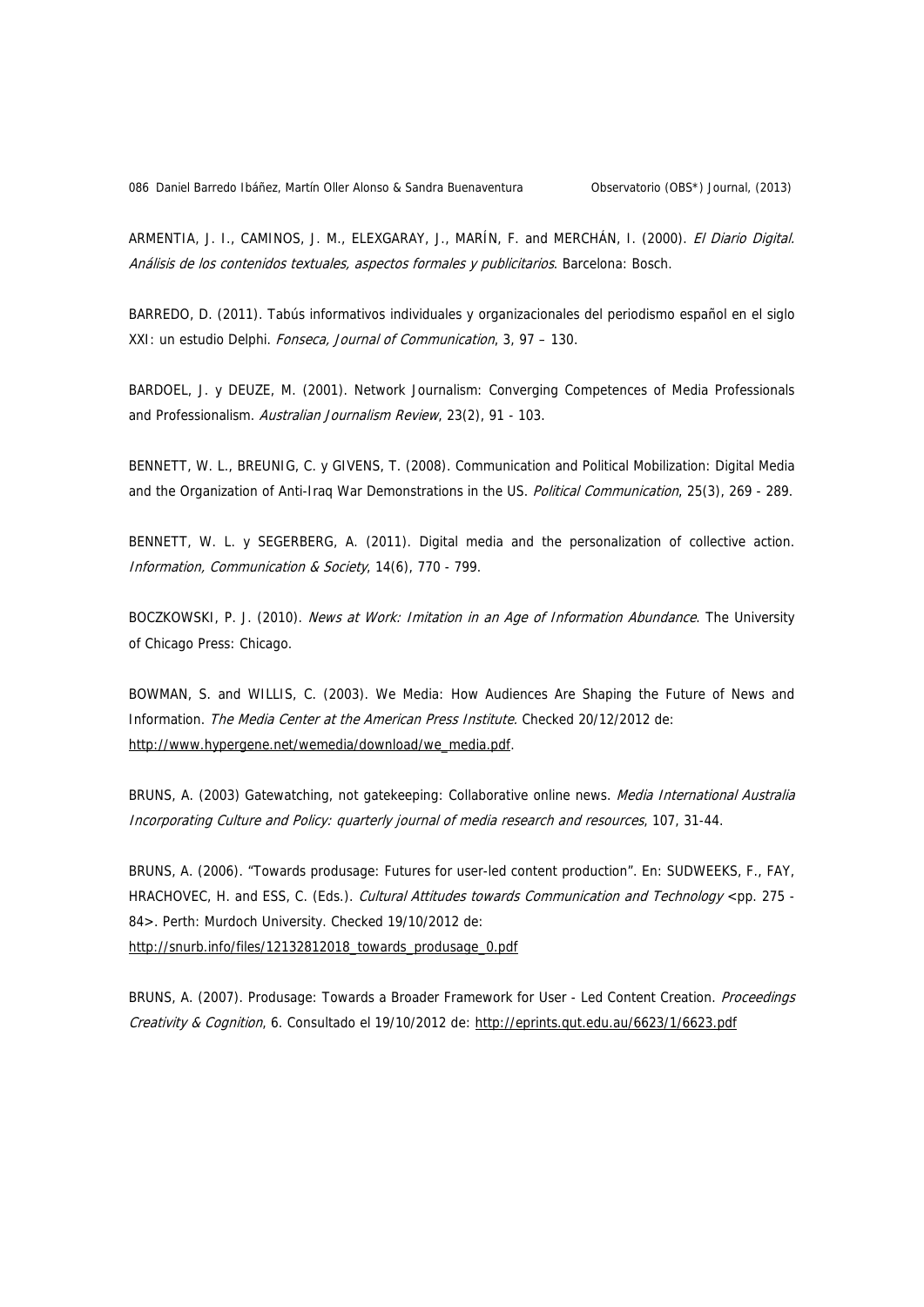ARMENTIA, J. I., CAMINOS, J. M., ELEXGARAY, J., MARÍN, F. and MERCHÁN, I. (2000). *El Diario Digital. Análisis de los contenidos textuales, aspectos formales y publicitarios*. Barcelona: Bosch.

BARREDO, D. (2011). Tabús informativos individuales y organizacionales del periodismo español en el siglo XXI: un estudio Delphi. *Fonseca, Journal of Communication*, 3, 97 – 130.

BARDOEL, J. y DEUZE, M. (2001). Network Journalism: Converging Competences of Media Professionals and Professionalism. *Australian Journalism Review*, 23(2), 91 - 103.

BENNETT, W. L., BREUNIG, C. y GIVENS, T. (2008). Communication and Political Mobilization: Digital Media and the Organization of Anti-Iraq War Demonstrations in the US. *Political Communication*, 25(3), 269 - 289.

BENNETT, W. L. y SEGERBERG, A. (2011). Digital media and the personalization of collective action. *Information, Communication & Society*, 14(6), 770 - 799.

BOCZKOWSKI, P. J. (2010). *News at Work: Imitation in an Age of Information Abundance*. The University of Chicago Press: Chicago.

BOWMAN, S. and WILLIS, C. (2003). We Media: How Audiences Are Shaping the Future of News and Information. *The Media Center at the American Press Institute.* Checked 20/12/2012 de: http://www.hypergene.net/wemedia/download/we_media.pdf.

BRUNS, A. (2003) Gatewatching, not gatekeeping: Collaborative online news. *Media International Australia Incorporating Culture and Policy: quarterly journal of media research and resources*, 107, 31-44.

BRUNS, A. (2006). "Towards produsage: Futures for user-led content production". En: SUDWEEKS, F., FAY, HRACHOVEC, H. and ESS, C. (Eds.). *Cultural Attitudes towards Communication and Technology* <pp. 275 - 84>. Perth: Murdoch University. Checked 19/10/2012 de: http://snurb.info/files/12132812018_towards_produsage_0.pdf

BRUNS, A. (2007). Produsage: Towards a Broader Framework for User - Led Content Creation. *Proceedings Creativity & Cognition*, 6. Consultado el 19/10/2012 de: http://eprints.qut.edu.au/6623/1/6623.pdf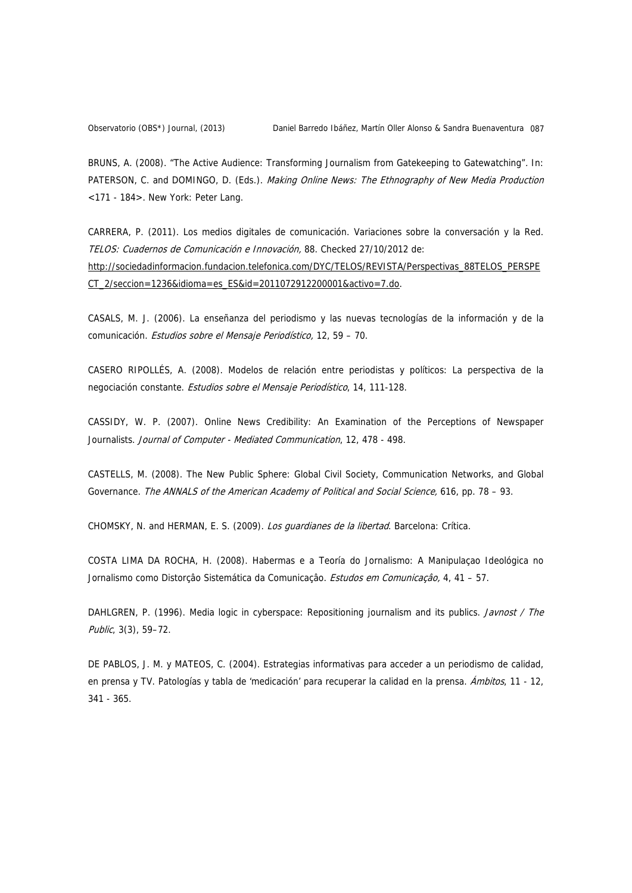BRUNS, A. (2008). "The Active Audience: Transforming Journalism from Gatekeeping to Gatewatching". In: PATERSON, C. and DOMINGO, D. (Eds.). *Making Online News: The Ethnography of New Media Production* <171 - 184>. New York: Peter Lang.

CARRERA, P. (2011). Los medios digitales de comunicación. Variaciones sobre la conversación y la Red. *TELOS: Cuadernos de Comunicación e Innovación,* 88. Checked 27/10/2012 de: http://sociedadinformacion.fundacion.telefonica.com/DYC/TELOS/REVISTA/Perspectivas_88TELOS_PERSPECT_2/seccion=1236&idioma=es_ES&id=2011072912200001&activo=7.do.

CASALS, M. J. (2006). La enseñanza del periodismo y las nuevas tecnologías de la información y de la comunicación. *Estudios sobre el Mensaje Periodístico,* 12, 59 – 70.

CASERO RIPOLLÉS, A. (2008). Modelos de relación entre periodistas y políticos: La perspectiva de la negociación constante. *Estudios sobre el Mensaje Periodístico*, 14, 111-128.

CASSIDY, W. P. (2007). Online News Credibility: An Examination of the Perceptions of Newspaper Journalists. *Journal of Computer - Mediated Communication*, 12, 478 - 498.

CASTELLS, M. (2008). The New Public Sphere: Global Civil Society, Communication Networks, and Global Governance. *The ANNALS of the American Academy of Political and Social Science,* 616, pp. 78 – 93.

CHOMSKY, N. and HERMAN, E. S. (2009). *Los guardianes de la libertad*. Barcelona: Crítica.

COSTA LIMA DA ROCHA, H. (2008). Habermas e a Teoría do Jornalismo: A Manipulaçao Ideológica no Jornalismo como Distorçâo Sistemática da Comunicaçâo. *Estudos em Comunicaçâo,* 4, 41 – 57.

DAHLGREN, P. (1996). Media logic in cyberspace: Repositioning journalism and its publics. *Javnost / The Public*, 3(3), 59–72.

DE PABLOS, J. M. y MATEOS, C. (2004). Estrategias informativas para acceder a un periodismo de calidad, en prensa y TV. Patologías y tabla de 'medicación' para recuperar la calidad en la prensa. *Ámbitos*, 11 - 12, 341 - 365.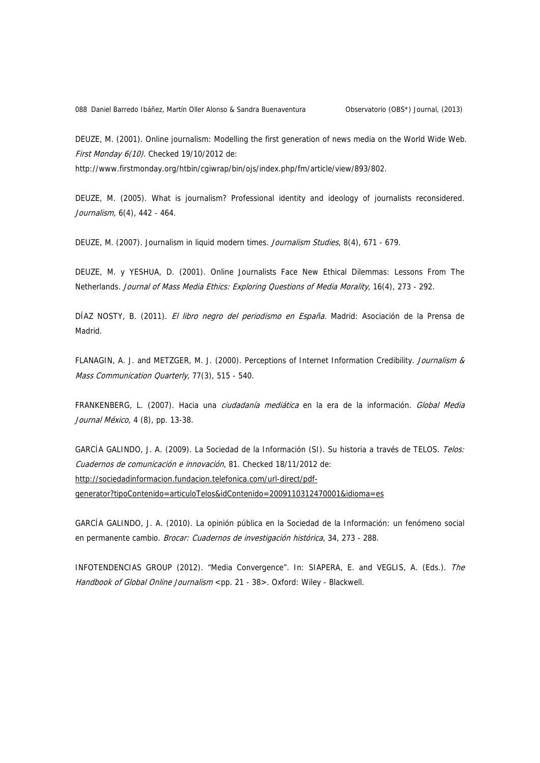DEUZE, M. (2001). Online journalism: Modelling the first generation of news media on the World Wide Web. *First Monday 6(10).* Checked 19/10/2012 de:
http://www.firstmonday.org/htbin/cgiwrap/bin/ojs/index.php/fm/article/view/893/802.

DEUZE, M. (2005). What is journalism? Professional identity and ideology of journalists reconsidered. *Journalism,* 6(4), 442 - 464.

DEUZE, M. (2007). Journalism in liquid modern times. *Journalism Studies*, 8(4), 671 - 679.

DEUZE, M. y YESHUA, D. (2001). Online Journalists Face New Ethical Dilemmas: Lessons From The Netherlands. *Journal of Mass Media Ethics: Exploring Questions of Media Morality,* 16(4), 273 - 292.

DÍAZ NOSTY, B. (2011). *El libro negro del periodismo en España.* Madrid: Asociación de la Prensa de Madrid.

FLANAGIN, A. J. and METZGER, M. J. (2000). Perceptions of Internet Information Credibility. *Journalism & Mass Communication Quarterly,* 77(3), 515 - 540.

FRANKENBERG, L. (2007). Hacia una *ciudadanía mediática* en la era de la información. *Global Media Journal México,* 4 (8), pp. 13-38.

GARCÍA GALINDO, J. A. (2009). La Sociedad de la Información (SI). Su historia a través de TELOS. *Telos: Cuadernos de comunicación e innovación*, 81. Checked 18/11/2012 de:
http://sociedadinformacion.fundacion.telefonica.com/url-direct/pdf-generator?tipoContenido=articuloTelos&idContenido=2009110312470001&idioma=es

GARCÍA GALINDO, J. A. (2010). La opinión pública en la Sociedad de la Información: un fenómeno social en permanente cambio. *Brocar: Cuadernos de investigación histórica*, 34, 273 - 288.

INFOTENDENCIAS GROUP (2012). "Media Convergence". In: SIAPERA, E. and VEGLIS, A. (Eds.). *The Handbook of Global Online Journalism* <pp. 21 - 38>. Oxford: Wiley - Blackwell.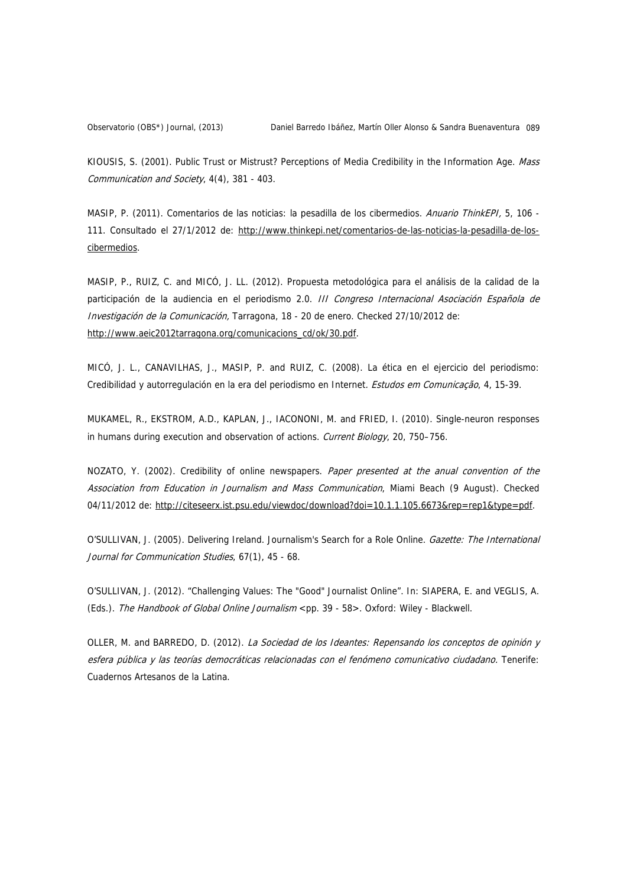KIOUSIS, S. (2001). Public Trust or Mistrust? Perceptions of Media Credibility in the Information Age. *Mass Communication and Society*, 4(4), 381 - 403.

MASIP, P. (2011). Comentarios de las noticias: la pesadilla de los cibermedios. *Anuario ThinkEPI,* 5, 106 - 111. Consultado el 27/1/2012 de: http://www.thinkepi.net/comentarios-de-las-noticias-la-pesadilla-de-los-cibermedios.

MASIP, P., RUIZ, C. and MICÓ, J. LL. (2012). Propuesta metodológica para el análisis de la calidad de la participación de la audiencia en el periodismo 2.0. *III Congreso Internacional Asociación Española de Investigación de la Comunicación,* Tarragona, 18 - 20 de enero. Checked 27/10/2012 de: http://www.aeic2012tarragona.org/comunicacions_cd/ok/30.pdf.

MICÓ, J. L., CANAVILHAS, J., MASIP, P. and RUIZ, C. (2008). La ética en el ejercicio del periodismo: Credibilidad y autorregulación en la era del periodismo en Internet. *Estudos em Comunicação*, 4, 15-39.

MUKAMEL, R., EKSTROM, A.D., KAPLAN, J., IACONONI, M. and FRIED, I. (2010). Single-neuron responses in humans during execution and observation of actions. *Current Biology*, 20, 750–756.

NOZATO, Y. (2002). Credibility of online newspapers. *Paper presented at the anual convention of the Association from Education in Journalism and Mass Communication*, Miami Beach (9 August). Checked 04/11/2012 de: http://citeseerx.ist.psu.edu/viewdoc/download?doi=10.1.1.105.6673&rep=rep1&type=pdf.

O'SULLIVAN, J. (2005). Delivering Ireland. Journalism's Search for a Role Online. *Gazette: The International Journal for Communication Studies*, 67(1), 45 - 68.

O'SULLIVAN, J. (2012). "Challenging Values: The "Good" Journalist Online". In: SIAPERA, E. and VEGLIS, A. (Eds.). *The Handbook of Global Online Journalism* <pp. 39 - 58>. Oxford: Wiley - Blackwell.

OLLER, M. and BARREDO, D. (2012). *La Sociedad de los Ideantes: Repensando los conceptos de opinión y esfera pública y las teorías democráticas relacionadas con el fenómeno comunicativo ciudadano.* Tenerife: Cuadernos Artesanos de la Latina.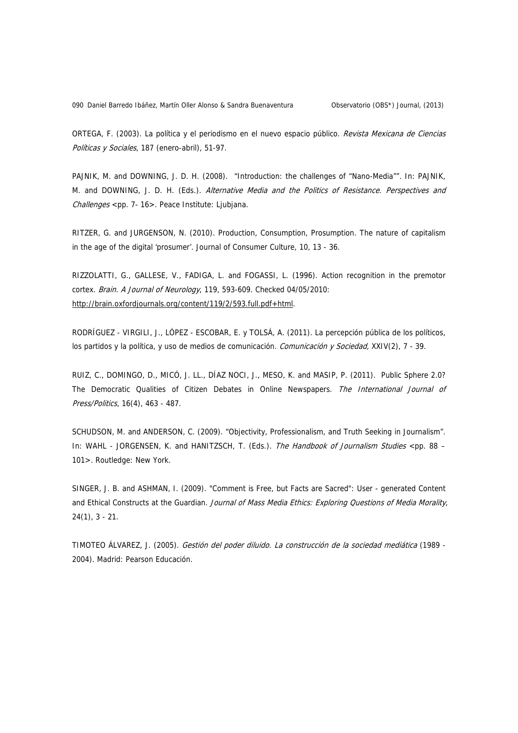ORTEGA, F. (2003). La política y el periodismo en el nuevo espacio público. *Revista Mexicana de Ciencias Políticas y Sociales*, 187 (enero-abril), 51-97.

PAJNIK, M. and DOWNING, J. D. H. (2008). "Introduction: the challenges of "Nano-Media"". In: PAJNIK, M. and DOWNING, J. D. H. (Eds.). *Alternative Media and the Politics of Resistance. Perspectives and Challenges* <pp. 7- 16>. Peace Institute: Ljubjana.

RITZER, G. and JURGENSON, N. (2010). Production, Consumption, Prosumption. The nature of capitalism in the age of the digital 'prosumer'. Journal of Consumer Culture, 10, 13 - 36.

RIZZOLATTI, G., GALLESE, V., FADIGA, L. and FOGASSI, L. (1996). Action recognition in the premotor cortex. *Brain. A Journal of Neurology*, 119, 593-609. Checked 04/05/2010: http://brain.oxfordjournals.org/content/119/2/593.full.pdf+html.

RODRÍGUEZ - VIRGILI, J., LÓPEZ - ESCOBAR, E. y TOLSÁ, A. (2011). La percepción pública de los políticos, los partidos y la política, y uso de medios de comunicación. *Comunicación y Sociedad,* XXIV(2), 7 - 39.

RUIZ, C., DOMINGO, D., MICÓ, J. LL., DÍAZ NOCI, J., MESO, K. and MASIP, P. (2011). Public Sphere 2.0? The Democratic Qualities of Citizen Debates in Online Newspapers. *The International Journal of Press/Politics*, 16(4), 463 - 487.

SCHUDSON, M. and ANDERSON, C. (2009). "Objectivity, Professionalism, and Truth Seeking in Journalism". In: WAHL - JORGENSEN, K. and HANITZSCH, T. (Eds.). *The Handbook of Journalism Studies* <pp. 88 – 101>. Routledge: New York.

SINGER, J. B. and ASHMAN, I. (2009). "Comment is Free, but Facts are Sacred": User - generated Content and Ethical Constructs at the Guardian. *Journal of Mass Media Ethics: Exploring Questions of Media Morality*, 24(1), 3 - 21.

TIMOTEO ÁLVAREZ, J. (2005). *Gestión del poder diluido. La construcción de la sociedad mediática* (1989 - 2004). Madrid: Pearson Educación.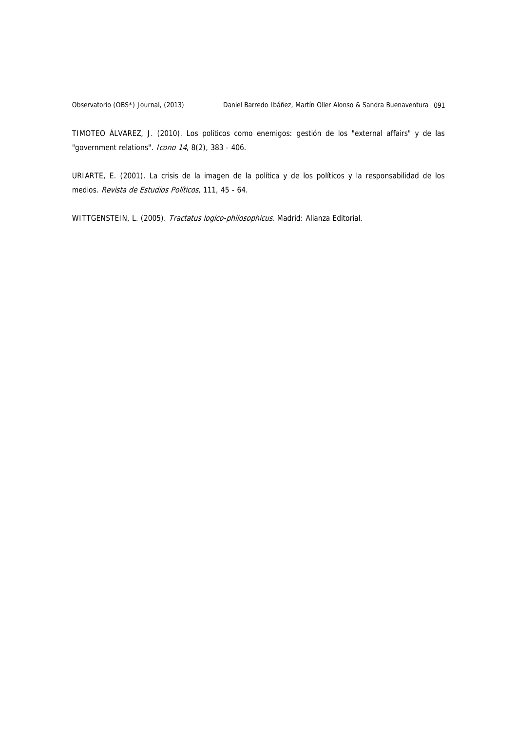TIMOTEO ÁLVAREZ, J. (2010). Los políticos como enemigos: gestión de los "external affairs" y de las "government relations". *Icono 14*, 8(2), 383 - 406.

URIARTE, E. (2001). La crisis de la imagen de la política y de los políticos y la responsabilidad de los medios. *Revista de Estudios Políticos*, 111, 45 - 64.

WITTGENSTEIN, L. (2005). *Tractatus logico-philosophicus*. Madrid: Alianza Editorial.